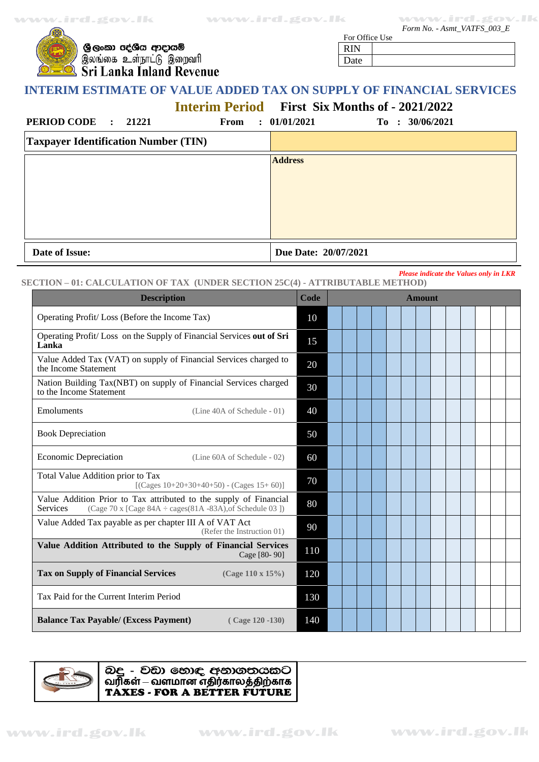Form No. - Asmt_VATFS_003_E

ශ්‍රී ලංකා දේශීය ආදායම්
இலங்கை உள்நாட்டு இறைவரி
Sri Lanka Inland Revenue

| For Office Use | |
|---|---|
| RIN | |
| Date | |

# INTERIM ESTIMATE OF VALUE ADDED TAX ON SUPPLY OF FINANCIAL SERVICES

## Interim Period First Six Months of - 2021/2022

**PERIOD CODE : 21221** **From : 01/01/2021** **To : 30/06/2021**

| **Taxpayer Identification Number (TIN)** | |
|---|---|
| | **Address** |
| **Date of Issue:** | **Due Date: 20/07/2021** |

*Please indicate the Values only in LKR*

### SECTION – 01: CALCULATION OF TAX (UNDER SECTION 25C(4) - ATTRIBUTABLE METHOD)

| Description | Code | Amount |
|---|---|---|
| Operating Profit/ Loss (Before the Income Tax) | 10 | |
| Operating Profit/ Loss on the Supply of Financial Services **out of Sri Lanka** | 15 | |
| Value Added Tax (VAT) on supply of Financial Services charged to the Income Statement | 20 | |
| Nation Building Tax(NBT) on supply of Financial Services charged to the Income Statement | 30 | |
| Emoluments (Line 40A of Schedule - 01) | 40 | |
| Book Depreciation | 50 | |
| Economic Depreciation (Line 60A of Schedule - 02) | 60 | |
| Total Value Addition prior to Tax [(Cages 10+20+30+40+50) - (Cages 15+ 60)] | 70 | |
| Value Addition Prior to Tax attributed to the supply of Financial Services (Cage 70 x [Cage 84A ÷ cages(81A -83A),of Schedule 03 ]) | 80 | |
| Value Added Tax payable as per chapter III A of VAT Act (Refer the Instruction 01) | 90 | |
| **Value Addition Attributed to the Supply of Financial Services** Cage [80- 90] | 110 | |
| **Tax on Supply of Financial Services** **(Cage 110 x 15%)** | 120 | |
| Tax Paid for the Current Interim Period | 130 | |
| **Balance Tax Payable/ (Excess Payment)** **( Cage 120 -130)** | 140 | |

බදු - වඩා හොඳ අනාගතයකට
வரிகள் – வளமான எதிர்காலத்திற்காக
**TAXES - FOR A BETTER FUTURE**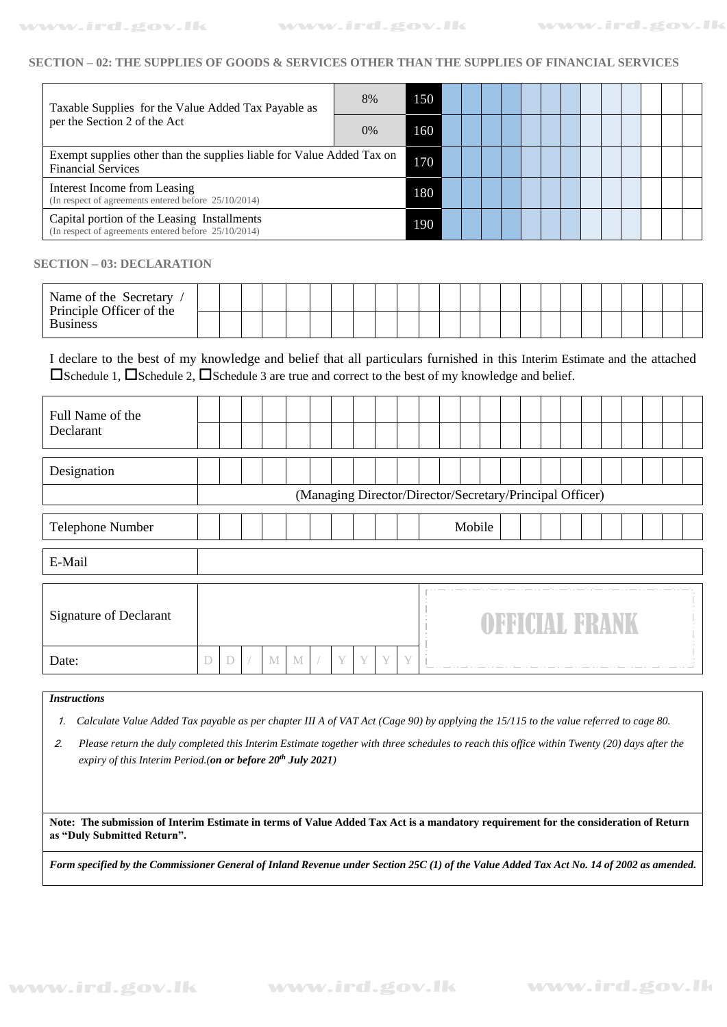## SECTION – 02: THE SUPPLIES OF GOODS & SERVICES OTHER THAN THE SUPPLIES OF FINANCIAL SERVICES

| | | | |
|---|---|---|---|
| Taxable Supplies for the Value Added Tax Payable as per the Section 2 of the Act | 8% | 150 | |
| | 0% | 160 | |
| Exempt supplies other than the supplies liable for Value Added Tax on Financial Services | | 170 | |
| Interest Income from Leasing (In respect of agreements entered before 25/10/2014) | | 180 | |
| Capital portion of the Leasing Installments (In respect of agreements entered before 25/10/2014) | | 190 | |

## SECTION – 03: DECLARATION

| | |
|---|---|
| Name of the Secretary / Principle Officer of the Business | |

I declare to the best of my knowledge and belief that all particulars furnished in this Interim Estimate and the attached ☐Schedule 1, ☐Schedule 2, ☐Schedule 3 are true and correct to the best of my knowledge and belief.

| | | | |
|---|---|---|---|
| Full Name of the Declarant | | | |
| Designation | | | |
| | (Managing Director/Director/Secretary/Principal Officer) | | |
| Telephone Number | | Mobile | |
| E-Mail | | | |
| Signature of Declarant | | OFFICIAL FRANK | |
| Date: | D D / M M / Y Y Y Y | | |

***Instructions***

1. *Calculate Value Added Tax payable as per chapter III A of VAT Act (Cage 90) by applying the 15/115 to the value referred to cage 80.*
2. *Please return the duly completed this Interim Estimate together with three schedules to reach this office within Twenty (20) days after the expiry of this Interim Period.(**on or before 20th July 2021**)*

**Note: The submission of Interim Estimate in terms of Value Added Tax Act is a mandatory requirement for the consideration of Return as "Duly Submitted Return".**

***Form specified by the Commissioner General of Inland Revenue under Section 25C (1) of the Value Added Tax Act No. 14 of 2002 as amended.***